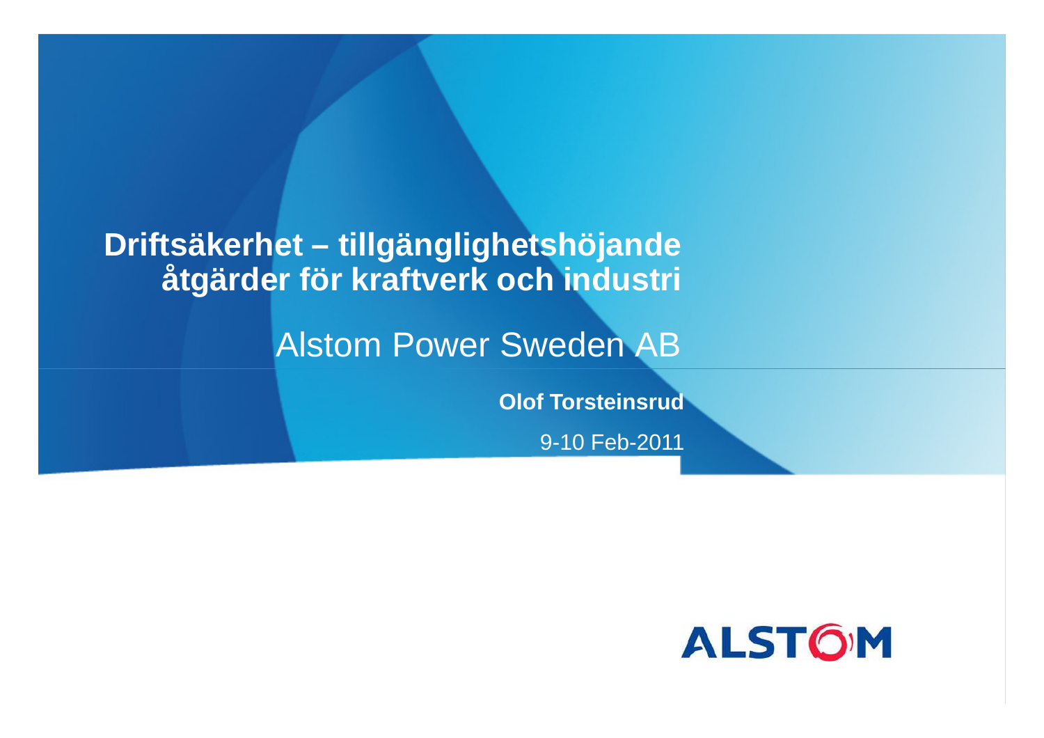# Driftsäkerhet – tillgänglighetshöjande åtgärder för kraftverk och industri

## Alstom Power Sweden AB

**Olof Torsteinsrud**

9-10 Feb-2011

ALSTOM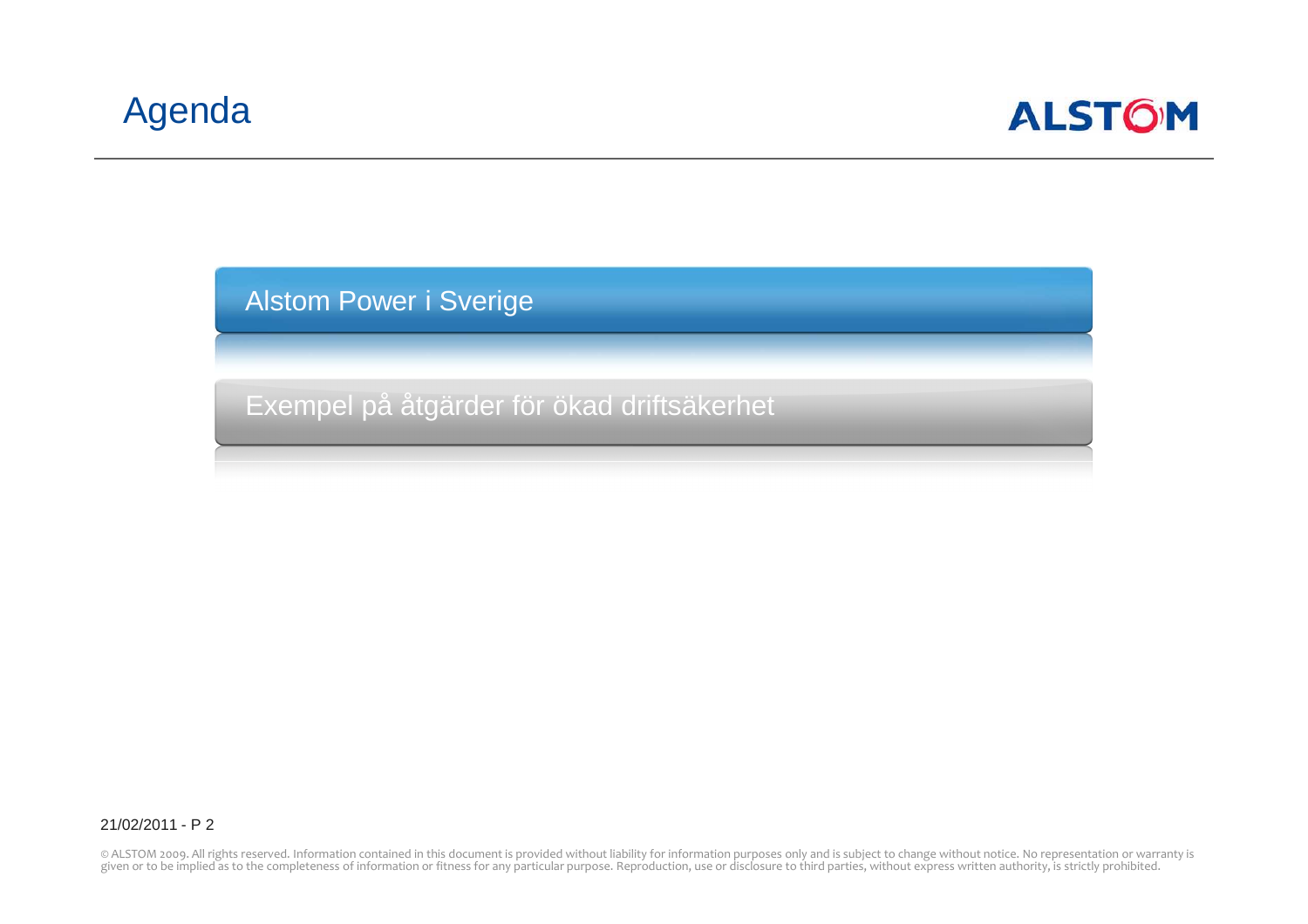# Agenda

- Alstom Power i Sverige
- Exempel på åtgärder för ökad driftsäkerhet

© ALSTOM 2009. All rights reserved. Information contained in this document is provided without liability for information purposes only and is subject to change without notice. No representation or warranty is given or to be implied as to the completeness of information or fitness for any particular purpose. Reproduction, use or disclosure to third parties, without express written authority, is strictly prohibited.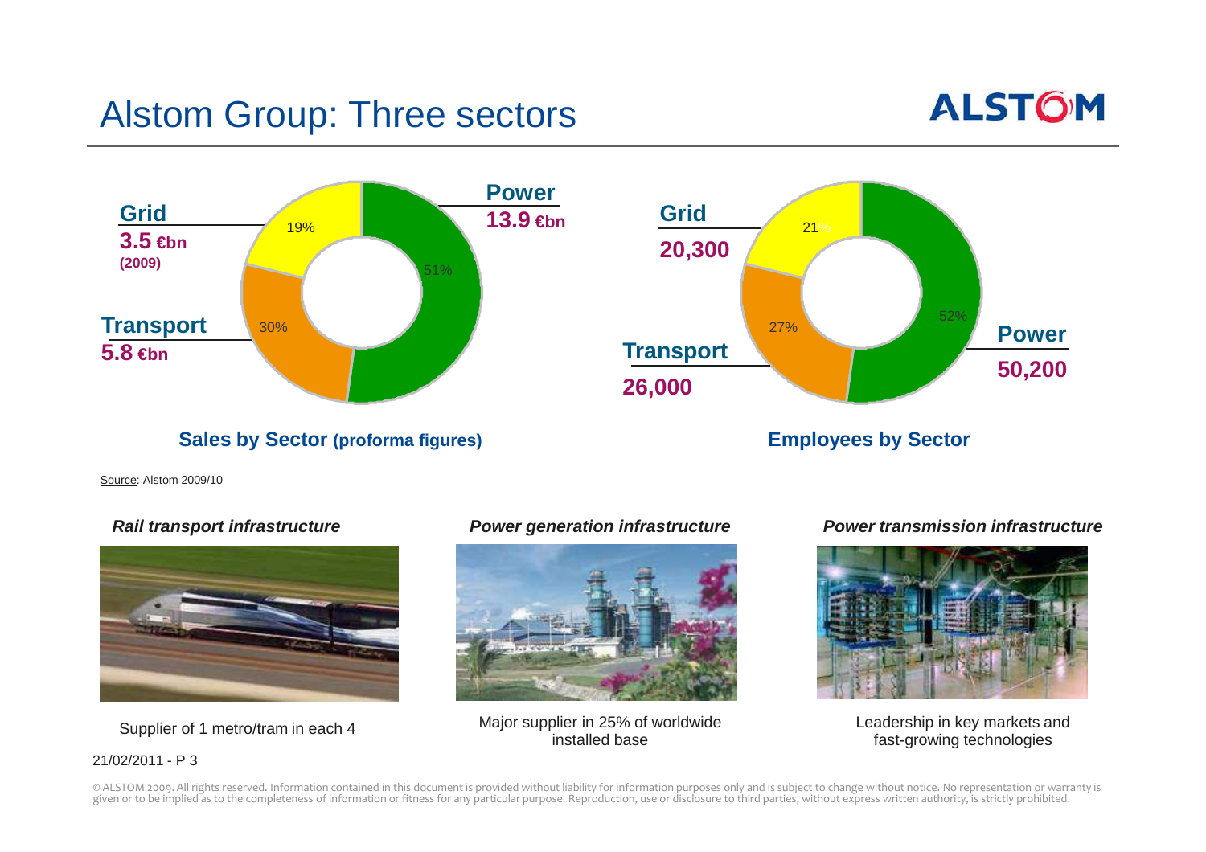# Alstom Group: Three sectors

**Sales by Sector (proforma figures)**

| Sector | Sales | Share |
|---|---|---|
| Power | 13.9 €bn | 51% |
| Transport | 5.8 €bn | 30% |
| Grid | 3.5 €bn (2009) | 19% |

**Employees by Sector**

| Sector | Employees | Share |
|---|---|---|
| Power | 50,200 | 52% |
| Transport | 26,000 | 27% |
| Grid | 20,300 | 21% |

Source: Alstom 2009/10

***Rail transport infrastructure***

Supplier of 1 metro/tram in each 4

***Power generation infrastructure***

Major supplier in 25% of worldwide installed base

***Power transmission infrastructure***

Leadership in key markets and fast-growing technologies

21/02/2011

© ALSTOM 2009. All rights reserved. Information contained in this document is provided without liability for information purposes only and is subject to change without notice. No representation or warranty is given or to be implied as to the completeness of information or fitness for any particular purpose. Reproduction, use or disclosure to third parties, without express written authority, is strictly prohibited.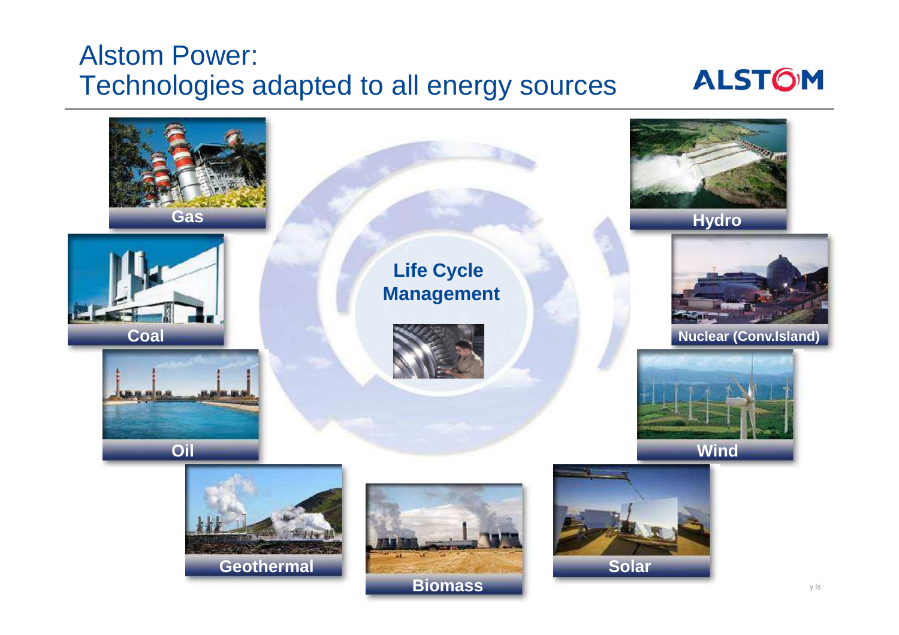# Alstom Power: Technologies adapted to all energy sources

ALSTOM

Life Cycle Management

- Gas
- Hydro
- Coal
- Nuclear (Conv.Island)
- Oil
- Wind
- Geothermal
- Biomass
- Solar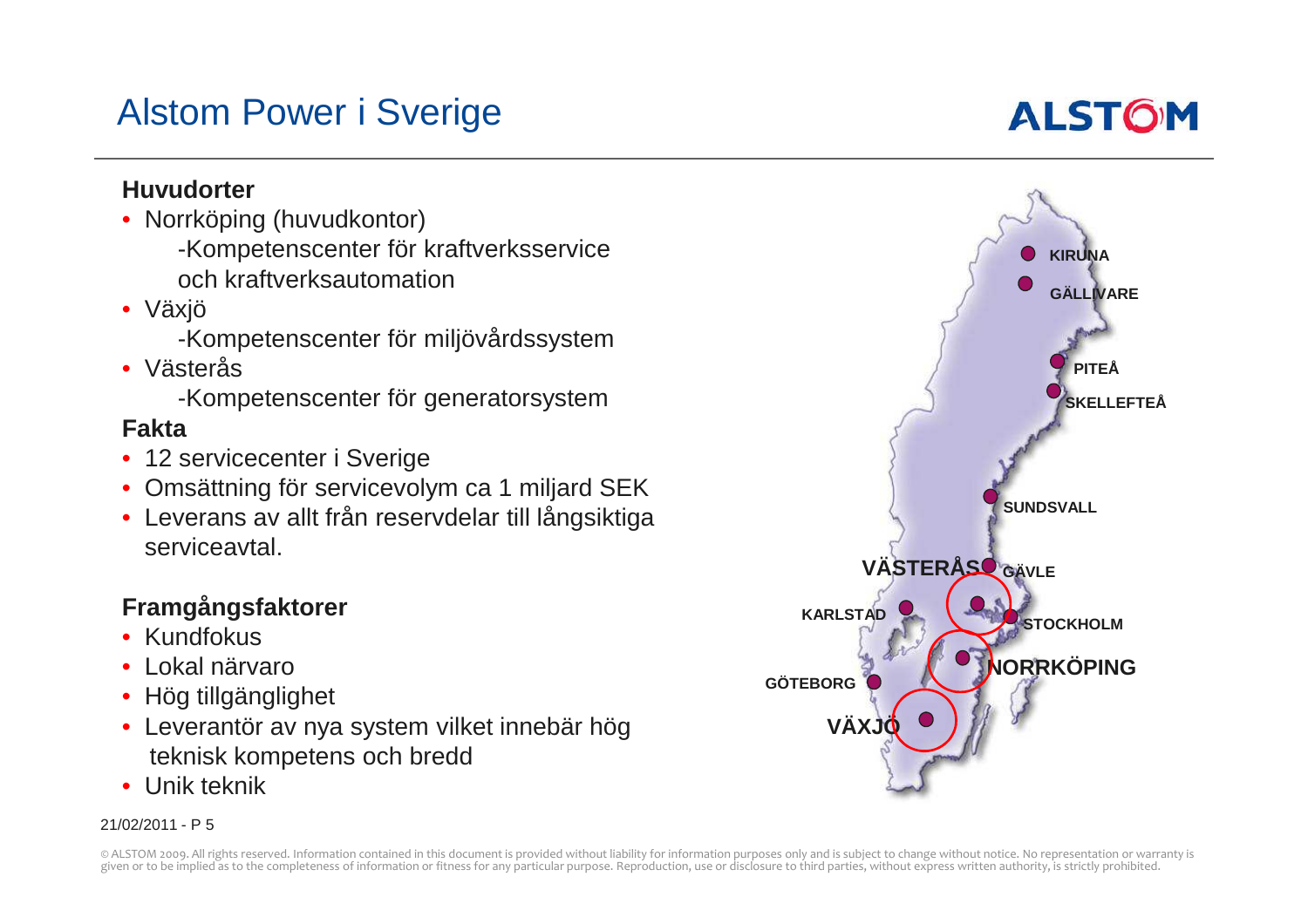# Alstom Power i Sverige

### Huvudorter

- Norrköping (huvudkontor)
  - -Kompetenscenter för kraftverksservice och kraftverksautomation
- Växjö
  - -Kompetenscenter för miljövårdssystem
- Västerås
  - -Kompetenscenter för generatorsystem

### Fakta

- 12 servicecenter i Sverige
- Omsättning för servicevolym ca 1 miljard SEK
- Leverans av allt från reservdelar till långsiktiga serviceavtal.

### Framgångsfaktorer

- Kundfokus
- Lokal närvaro
- Hög tillgänglighet
- Leverantör av nya system vilket innebär hög teknisk kompetens och bredd
- Unik teknik

KIRUNA
GÄLLIVARE
PITEÅ
SKELLEFTEÅ
SUNDSVALL
VÄSTERÅS
GÄVLE
KARLSTAD
STOCKHOLM
NORRKÖPING
GÖTEBORG
VÄXJÖ

21/02/2011 - P 5

© ALSTOM 2009. All rights reserved. Information contained in this document is provided without liability for information purposes only and is subject to change without notice. No representation or warranty is given or to be implied as to the completeness of information or fitness for any particular purpose. Reproduction, use or disclosure to third parties, without express written authority, is strictly prohibited.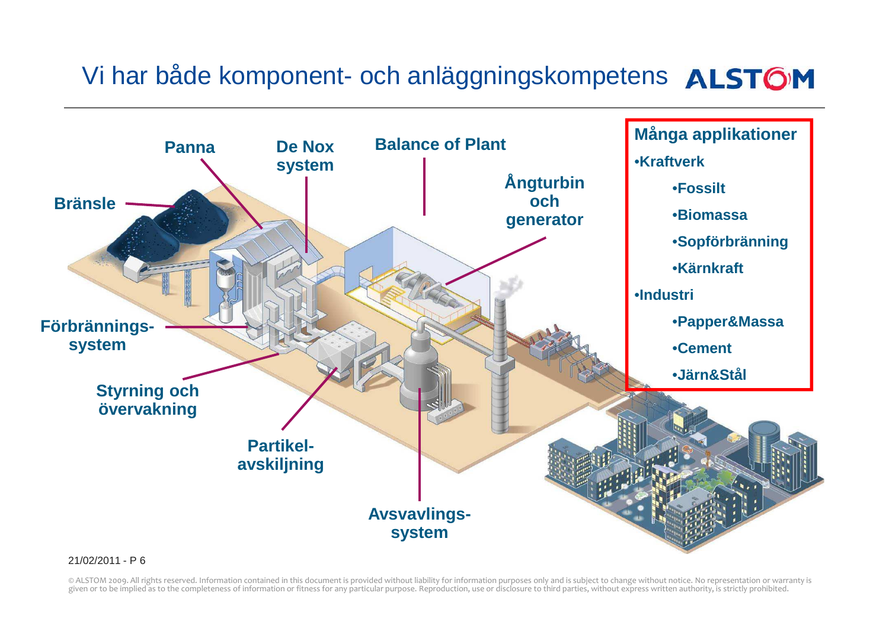# Vi har både komponent- och anläggningskompetens

Bränsle

Panna

De Nox system

Balance of Plant

Ångturbin och generator

Förbrännings-system

Styrning och övervakning

Partikel-avskiljning

Avsvavlings-system

**Många applikationer**

- **Kraftverk**
  - **Fossilt**
  - **Biomassa**
  - **Sopförbränning**
  - **Kärnkraft**
- **Industri**
  - **Papper&Massa**
  - **Cement**
  - **Järn&Stål**

21/02/2011

© ALSTOM 2009. All rights reserved. Information contained in this document is provided without liability for information purposes only and is subject to change without notice. No representation or warranty is given or to be implied as to the completeness of information or fitness for any particular purpose. Reproduction, use or disclosure to third parties, without express written authority, is strictly prohibited.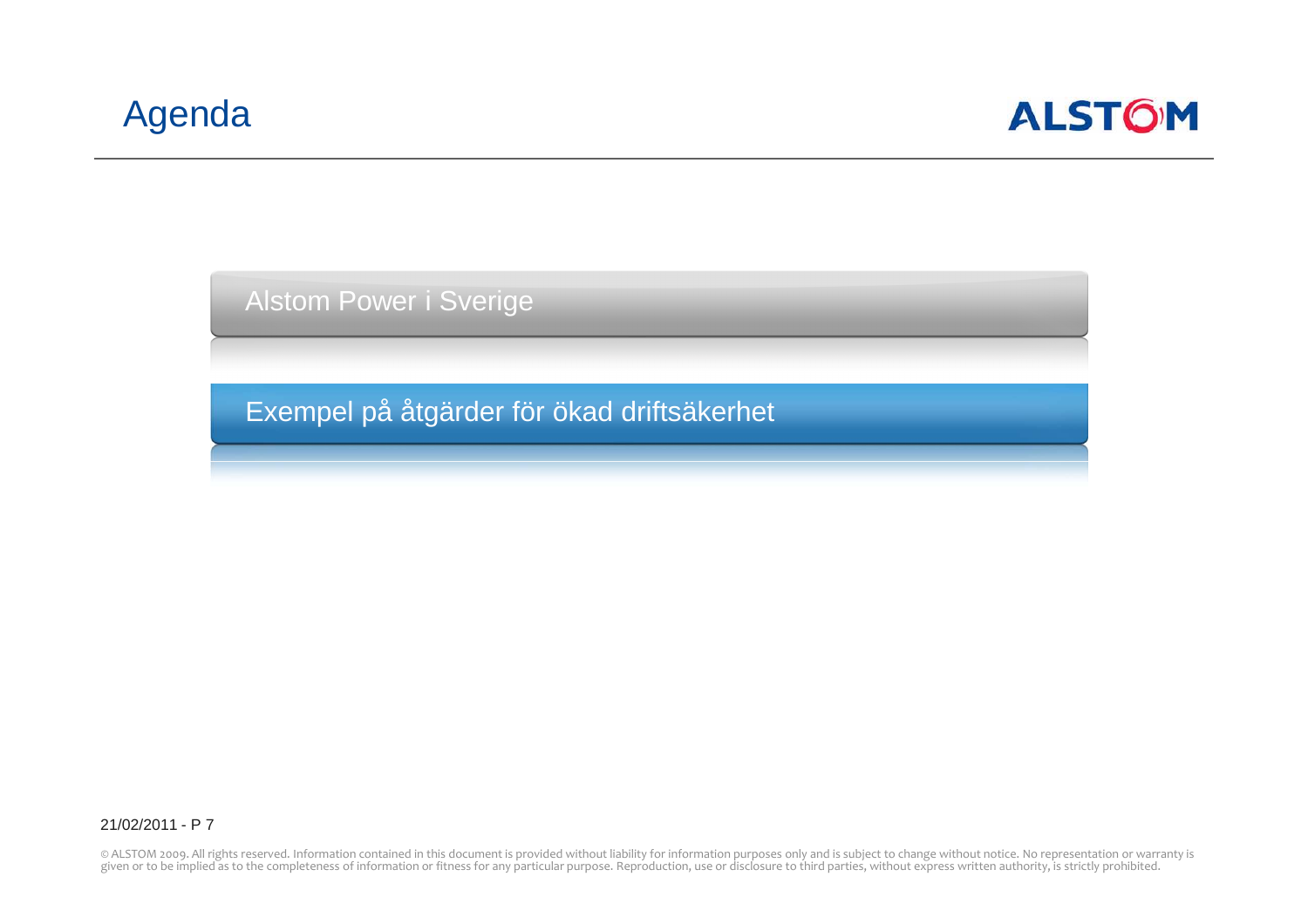# Agenda

- Alstom Power i Sverige
- Exempel på åtgärder för ökad driftsäkerhet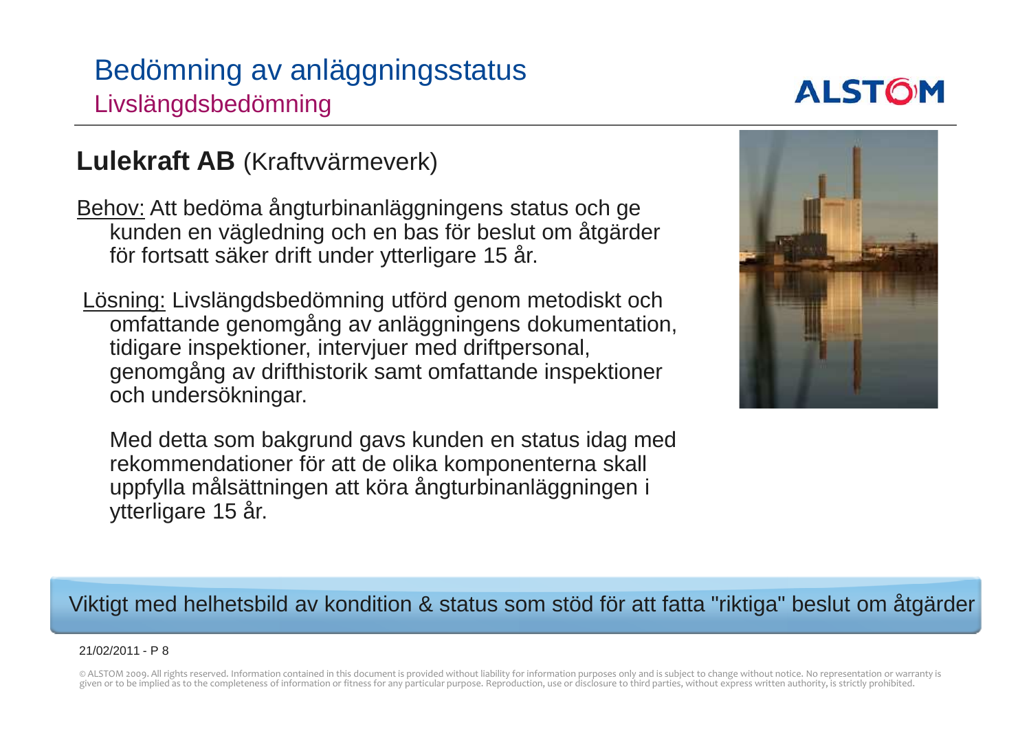# Bedömning av anläggningsstatus

## Livslängdsbedömning

**Lulekraft AB** (Kraftvvärmeverk)

Behov: Att bedöma ångturbinanläggningens status och ge kunden en vägledning och en bas för beslut om åtgärder för fortsatt säker drift under ytterligare 15 år.

Lösning: Livslängdsbedömning utförd genom metodiskt och omfattande genomgång av anläggningens dokumentation, tidigare inspektioner, intervjuer med driftpersonal, genomgång av drifthistorik samt omfattande inspektioner och undersökningar.

Med detta som bakgrund gavs kunden en status idag med rekommendationer för att de olika komponenterna skall uppfylla målsättningen att köra ångturbinanläggningen i ytterligare 15 år.

Viktigt med helhetsbild av kondition & status som stöd för att fatta "riktiga" beslut om åtgärder

21/02/2011 - P 8

© ALSTOM 2009. All rights reserved. Information contained in this document is provided without liability for information purposes only and is subject to change without notice. No representation or warranty is given or to be implied as to the completeness of information or fitness for any particular purpose. Reproduction, use or disclosure to third parties, without express written authority, is strictly prohibited.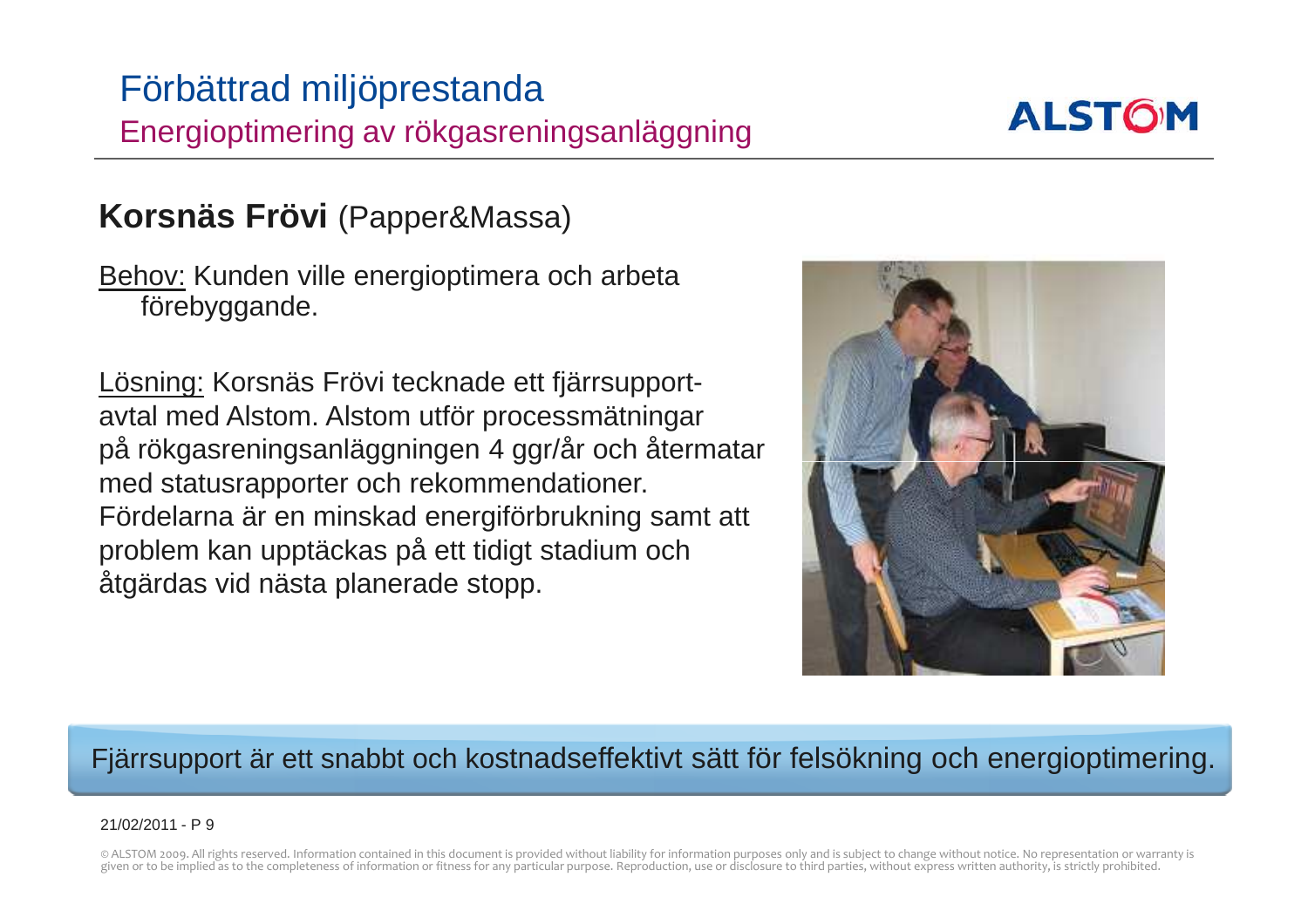# Förbättrad miljöprestanda

## Energioptimering av rökgasreningsanläggning

### **Korsnäs Frövi** (Papper&Massa)

Behov: Kunden ville energioptimera och arbeta förebyggande.

Lösning: Korsnäs Frövi tecknade ett fjärrsupport-avtal med Alstom. Alstom utför processmätningar på rökgasreningsanläggningen 4 ggr/år och återmatar med statusrapporter och rekommendationer. Fördelarna är en minskad energiförbrukning samt att problem kan upptäckas på ett tidigt stadium och åtgärdas vid nästa planerade stopp.

Fjärrsupport är ett snabbt och kostnadseffektivt sätt för felsökning och energioptimering.

21/02/2011 - P 9

© ALSTOM 2009. All rights reserved. Information contained in this document is provided without liability for information purposes only and is subject to change without notice. No representation or warranty is given or to be implied as to the completeness of information or fitness for any particular purpose. Reproduction, use or disclosure to third parties, without express written authority, is strictly prohibited.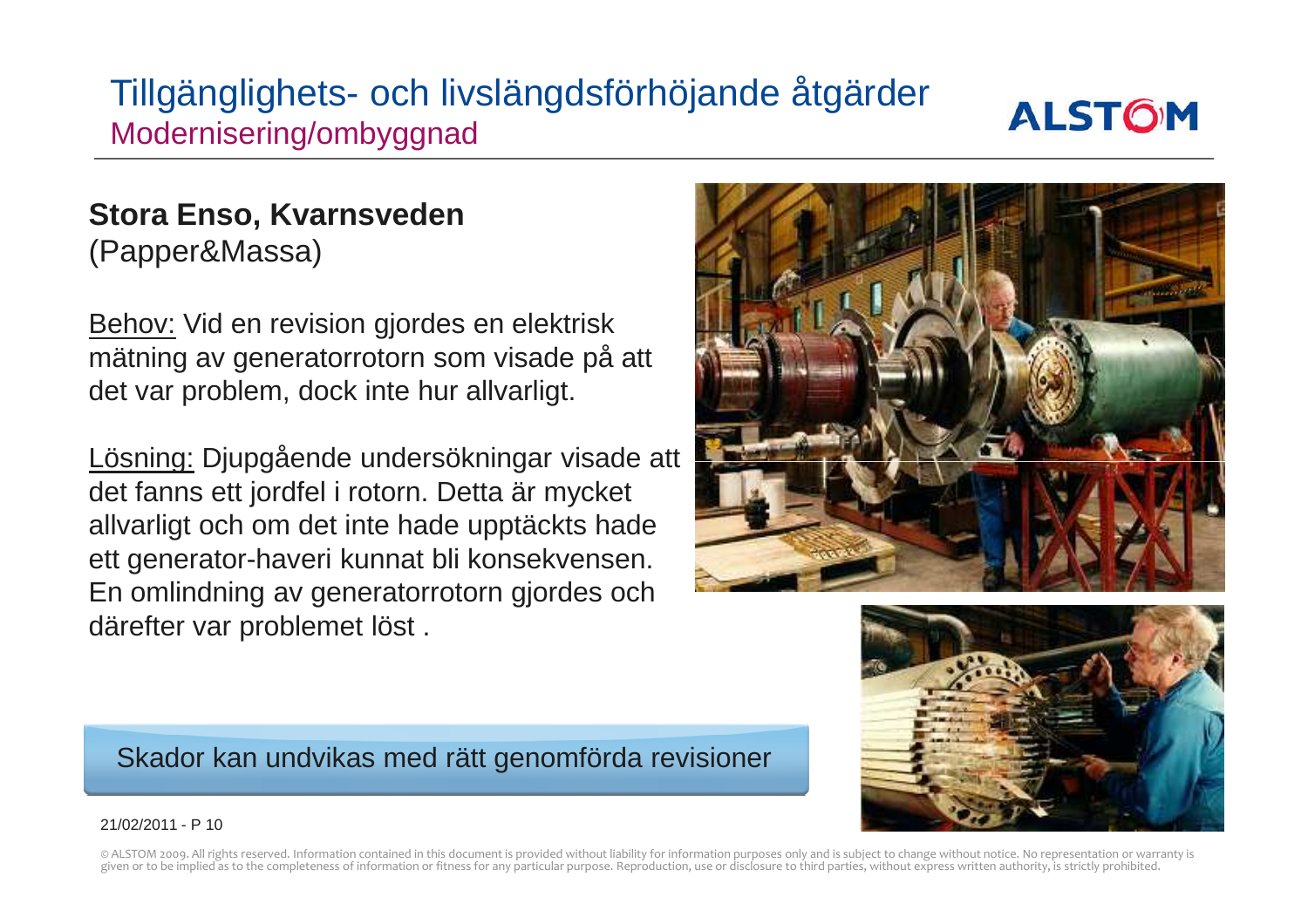# Tillgänglighets- och livslängdsförhöjande åtgärder

## Modernisering/ombyggnad

**Stora Enso, Kvarnsveden**
(Papper&Massa)

Behov: Vid en revision gjordes en elektrisk mätning av generatorrotorn som visade på att det var problem, dock inte hur allvarligt.

Lösning: Djupgående undersökningar visade att det fanns ett jordfel i rotorn. Detta är mycket allvarligt och om det inte hade upptäckts hade ett generator-haveri kunnat bli konsekvensen. En omlindning av generatorrotorn gjordes och därefter var problemet löst .

Skador kan undvikas med rätt genomförda revisioner

21/02/2011 - P 10

© ALSTOM 2009. All rights reserved. Information contained in this document is provided without liability for information purposes only and is subject to change without notice. No representation or warranty is given or to be implied as to the completeness of information or fitness for any particular purpose. Reproduction, use or disclosure to third parties, without express written authority, is strictly prohibited.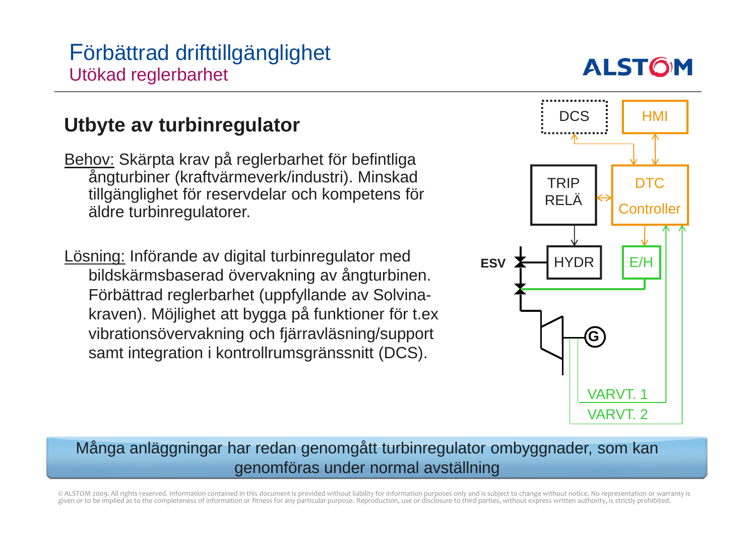# Förbättrad drifttillgänglighet

## Utökad reglerbarhet

### Utbyte av turbinregulator

Behov: Skärpta krav på reglerbarhet för befintliga ångturbiner (kraftvärmeverk/industri). Minskad tillgänglighet för reservdelar och kompetens för äldre turbinregulatorer.

Lösning: Införande av digital turbinregulator med bildskärmsbaserad övervakning av ångturbinen. Förbättrad reglerbarhet (uppfyllande av Solvina-kraven). Möjlighet att bygga på funktioner för t.ex vibrationsövervakning och fjärravläsning/support samt integration i kontrollrumsgränssnitt (DCS).

DCS, HMI, TRIP RELÄ, DTC Controller, ESV, HYDR, E/H, G, VARVT. 1, VARVT. 2

Många anläggningar har redan genomgått turbinregulator ombyggnader, som kan genomföras under normal avställning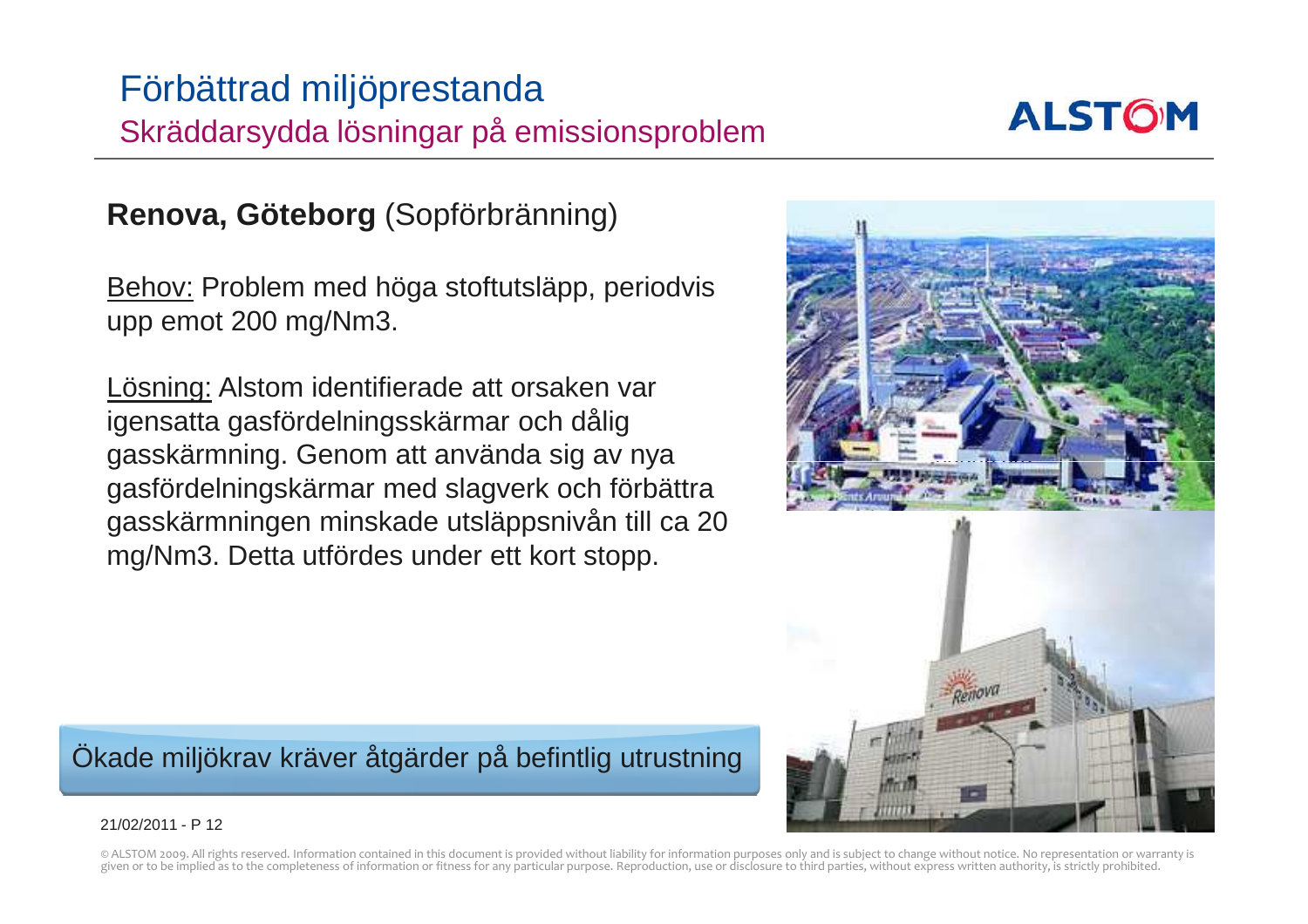# Förbättrad miljöprestanda

## Skräddarsydda lösningar på emissionsproblem

**Renova, Göteborg** (Sopförbränning)

Behov: Problem med höga stoftutsläpp, periodvis upp emot 200 mg/Nm3.

Lösning: Alstom identifierade att orsaken var igensatta gasfördelningsskärmar och dålig gasskärmning. Genom att använda sig av nya gasfördelningskärmar med slagverk och förbättra gasskärmningen minskade utsläppsnivån till ca 20 mg/Nm3. Detta utfördes under ett kort stopp.

Ökade miljökrav kräver åtgärder på befintlig utrustning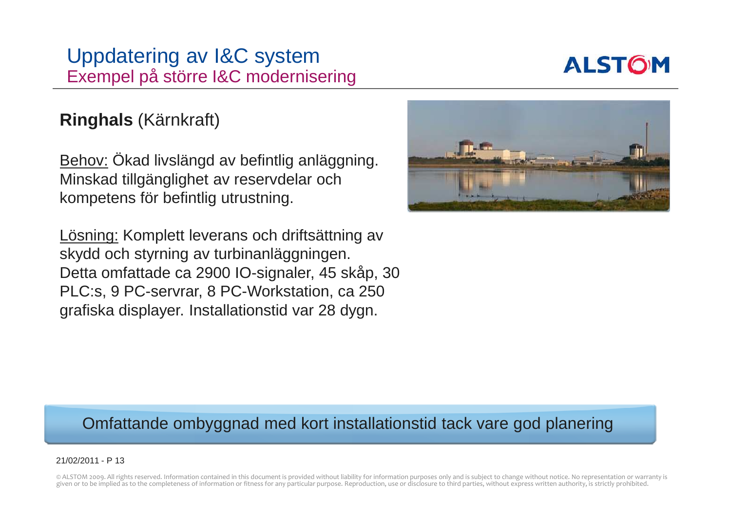# Uppdatering av I&C system

## Exempel på större I&C modernisering

**Ringhals** (Kärnkraft)

<u>Behov:</u> Ökad livslängd av befintlig anläggning. Minskad tillgänglighet av reservdelar och kompetens för befintlig utrustning.

<u>Lösning:</u> Komplett leverans och driftsättning av skydd och styrning av turbinanläggningen. Detta omfattade ca 2900 IO-signaler, 45 skåp, 30 PLC:s, 9 PC-servrar, 8 PC-Workstation, ca 250 grafiska displayer. Installationstid var 28 dygn.

Omfattande ombyggnad med kort installationstid tack vare god planering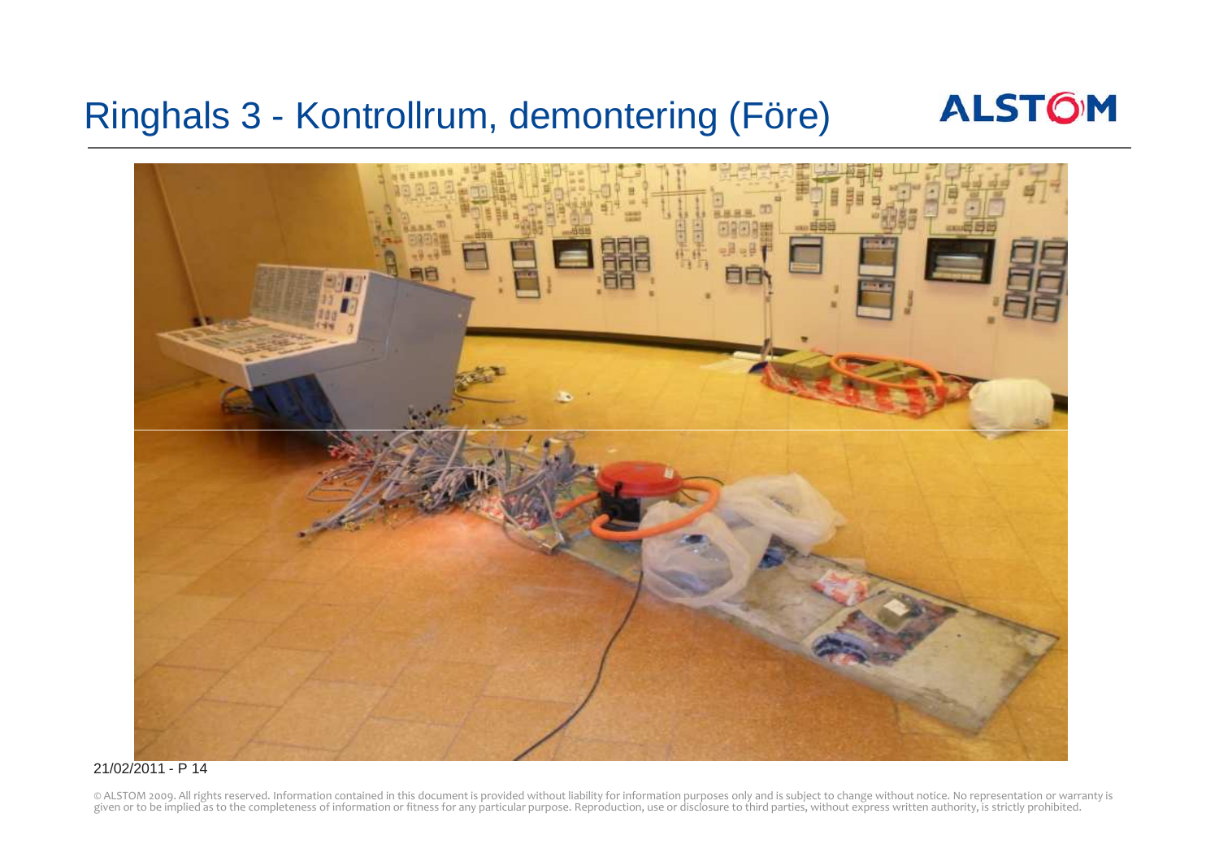# Ringhals 3 - Kontrollrum, demontering (Före)

21/02/2011 - P 14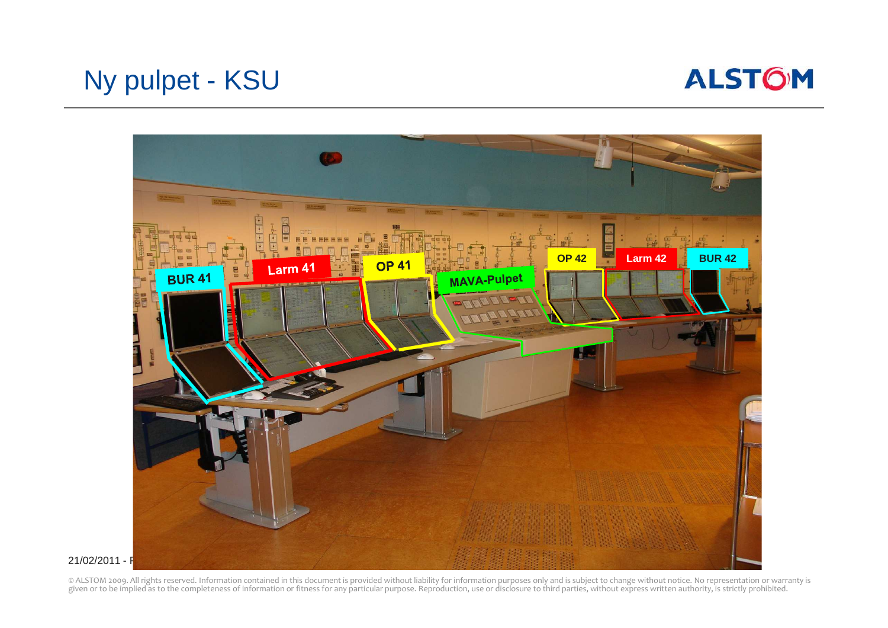# Ny pulpet - KSU

BUR 41

Larm 41

OP 41

MAVA-Pulpet

OP 42

Larm 42

BUR 42

21/02/2011 - F

© ALSTOM 2009. All rights reserved. Information contained in this document is provided without liability for information purposes only and is subject to change without notice. No representation or warranty is given or to be implied as to the completeness of information or fitness for any particular purpose. Reproduction, use or disclosure to third parties, without express written authority, is strictly prohibited.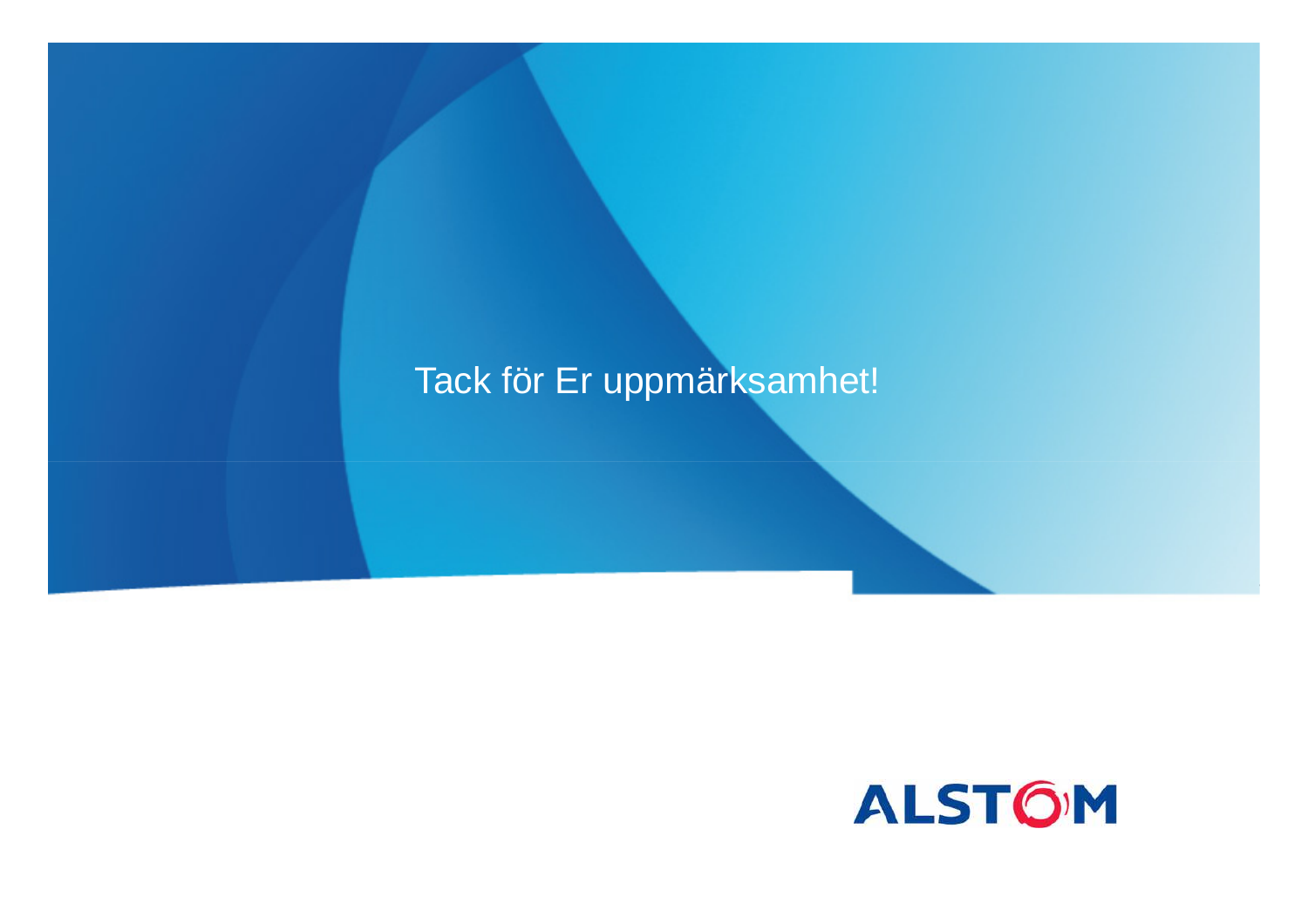Tack för Er uppmärksamhet!

ALSTOM